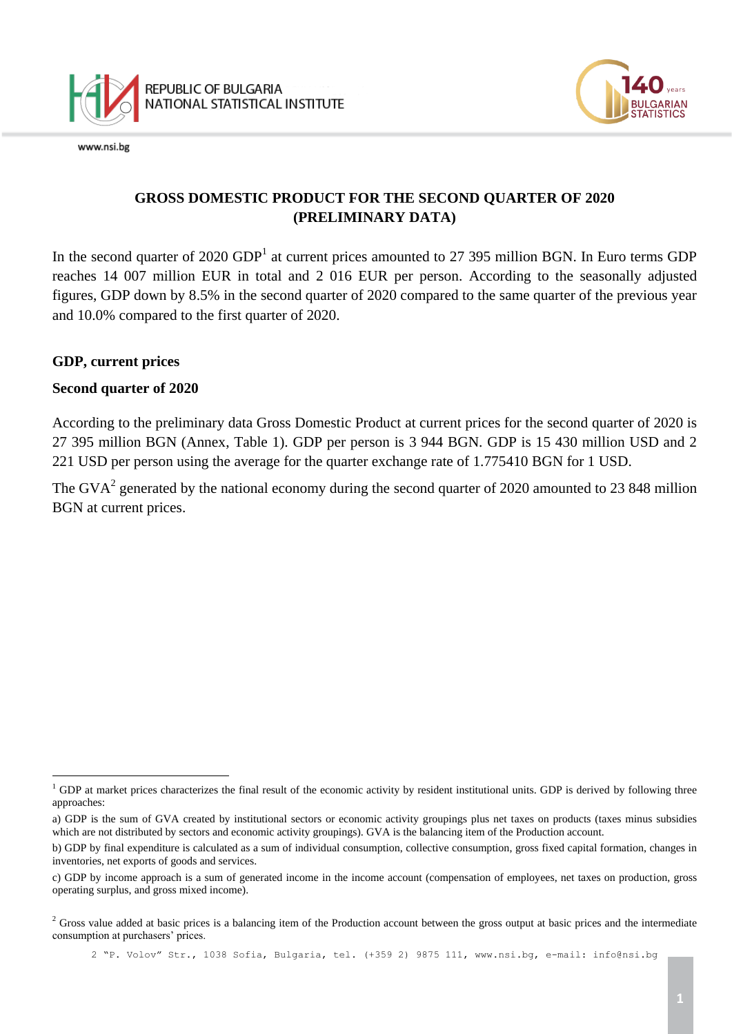# GROSS DOMESTIC PRODUCT FOR THE SECOND QUARTER OF 2020 (PRELIMINARY DATA)

In the second quarter of 2020 GDP[1] at current prices amounted to 27 395 million BGN. In Euro terms GDP reaches 14 007 million EUR in total and 2 016 EUR per person. According to the seasonally adjusted figures, GDP down by 8.5% in the second quarter of 2020 compared to the same quarter of the previous year and 10.0% compared to the first quarter of 2020.

## GDP, current prices

### Second quarter of 2020

According to the preliminary data Gross Domestic Product at current prices for the second quarter of 2020 is 27 395 million BGN (Annex, Table 1). GDP per person is 3 944 BGN. GDP is 15 430 million USD and 2 221 USD per person using the average for the quarter exchange rate of 1.775410 BGN for 1 USD.

The GVA[2] generated by the national economy during the second quarter of 2020 amounted to 23 848 million BGN at current prices.

---

[1] GDP at market prices characterizes the final result of the economic activity by resident institutional units. GDP is derived by following three approaches:

a) GDP is the sum of GVA created by institutional sectors or economic activity groupings plus net taxes on products (taxes minus subsidies which are not distributed by sectors and economic activity groupings). GVA is the balancing item of the Production account.

b) GDP by final expenditure is calculated as a sum of individual consumption, collective consumption, gross fixed capital formation, changes in inventories, net exports of goods and services.

c) GDP by income approach is a sum of generated income in the income account (compensation of employees, net taxes on production, gross operating surplus, and gross mixed income).

[2] Gross value added at basic prices is a balancing item of the Production account between the gross output at basic prices and the intermediate consumption at purchasers' prices.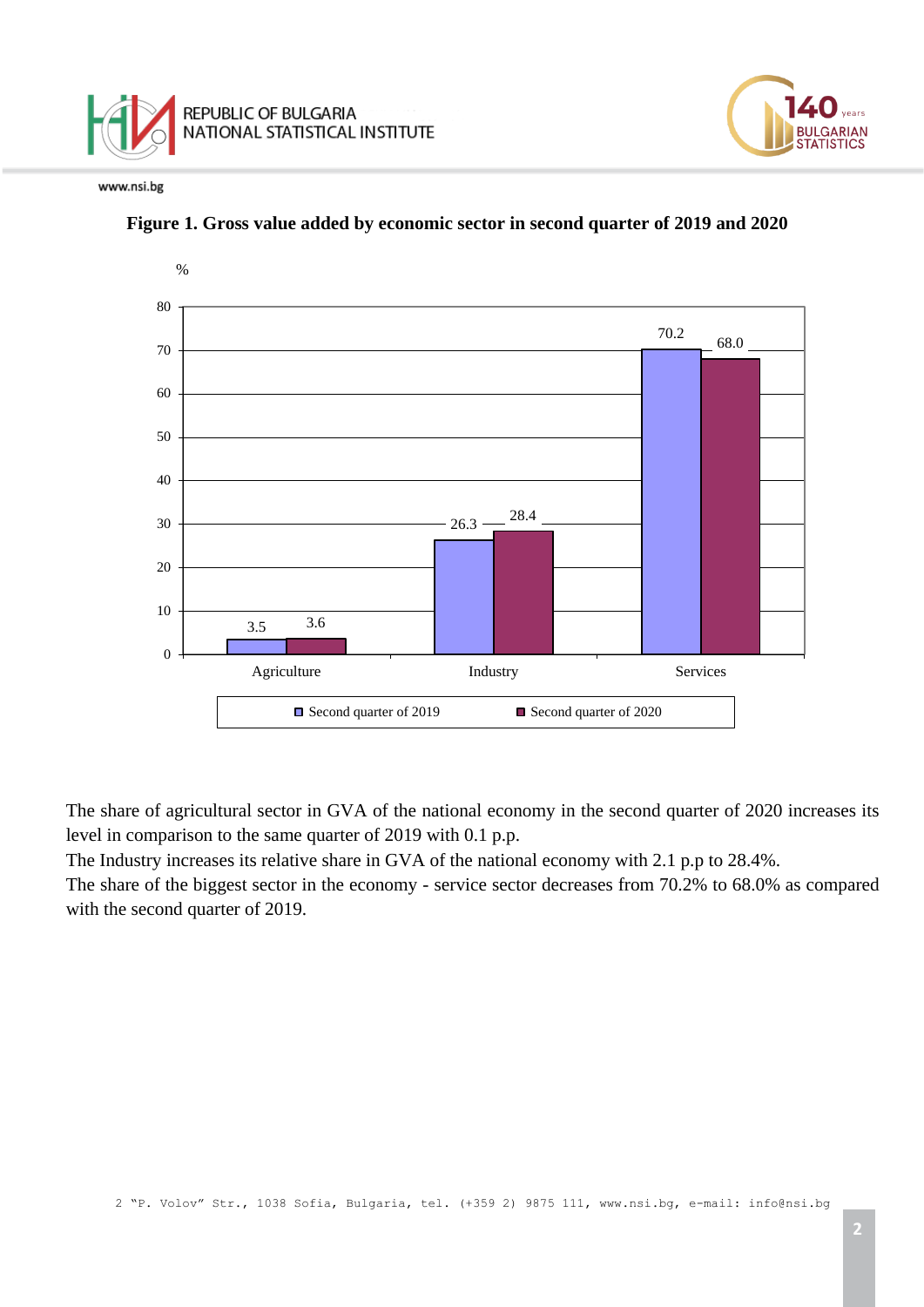**Figure 1. Gross value added by economic sector in second quarter of 2019 and 2020**

| % | Second quarter of 2019 | Second quarter of 2020 |
|---|---|---|
| Agriculture | 3.5 | 3.6 |
| Industry | 26.3 | 28.4 |
| Services | 70.2 | 68.0 |

The share of agricultural sector in GVA of the national economy in the second quarter of 2020 increases its level in comparison to the same quarter of 2019 with 0.1 p.p.

The Industry increases its relative share in GVA of the national economy with 2.1 p.p to 28.4%.

The share of the biggest sector in the economy - service sector decreases from 70.2% to 68.0% as compared with the second quarter of 2019.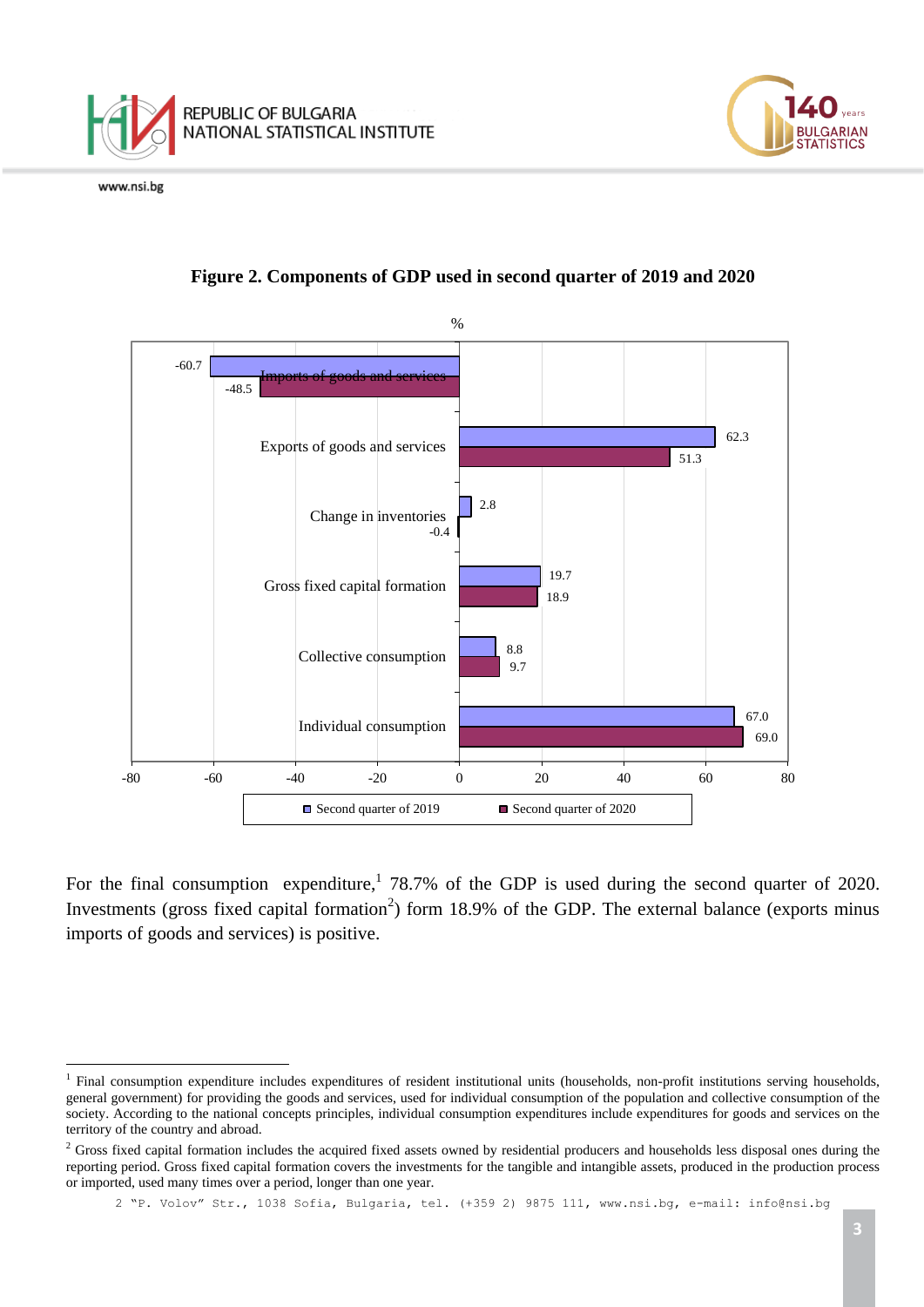**Figure 2. Components of GDP used in second quarter of 2019 and 2020**

%

Imports of goods and services -60.7 -48.5

Exports of goods and services 62.3 51.3

Change in inventories 2.8 -0.4

Gross fixed capital formation 19.7 18.9

Collective consumption 8.8 9.7

Individual consumption 67.0 69.0

-80 -60 -40 -20 0 20 40 60 80

Second quarter of 2019 Second quarter of 2020

For the final consumption expenditure,[1] 78.7% of the GDP is used during the second quarter of 2020. Investments (gross fixed capital formation[2]) form 18.9% of the GDP. The external balance (exports minus imports of goods and services) is positive.

---

[1] Final consumption expenditure includes expenditures of resident institutional units (households, non-profit institutions serving households, general government) for providing the goods and services, used for individual consumption of the population and collective consumption of the society. According to the national concepts principles, individual consumption expenditures include expenditures for goods and services on the territory of the country and abroad.

[2] Gross fixed capital formation includes the acquired fixed assets owned by residential producers and households less disposal ones during the reporting period. Gross fixed capital formation covers the investments for the tangible and intangible assets, produced in the production process or imported, used many times over a period, longer than one year.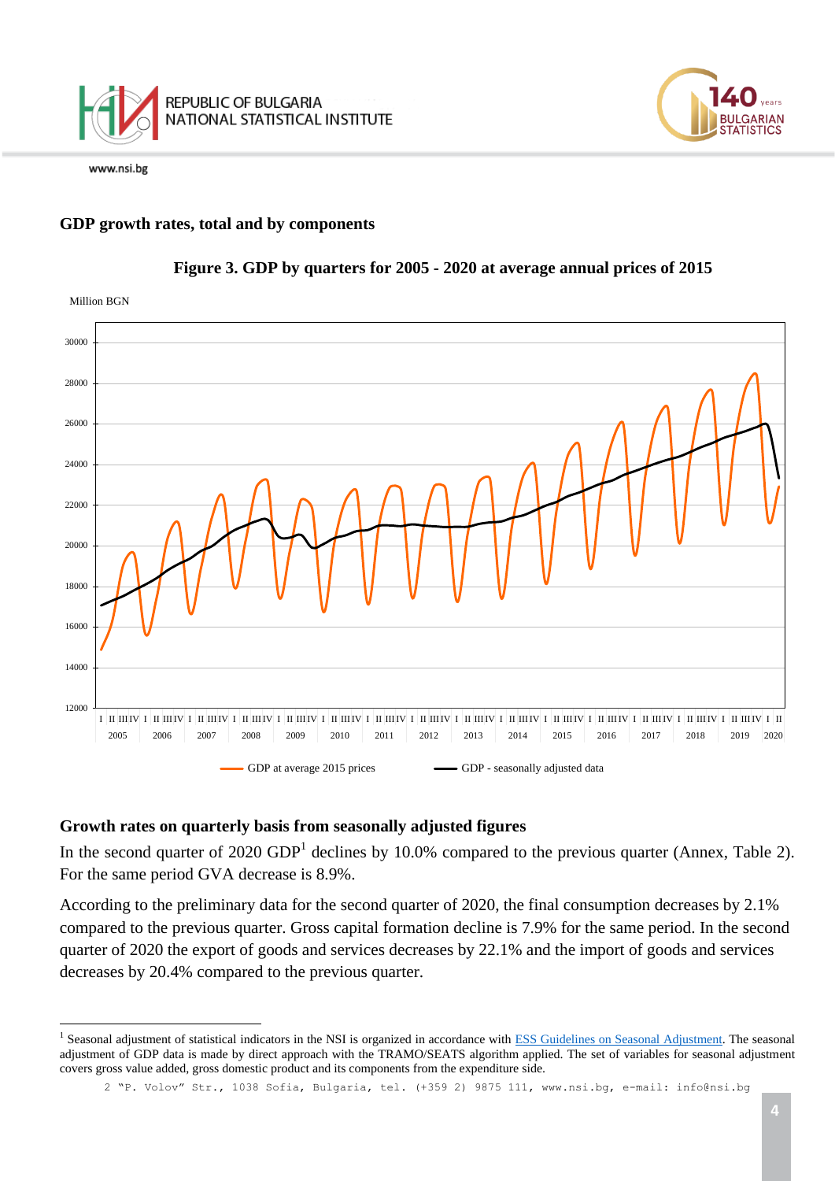## GDP growth rates, total and by components

**Figure 3. GDP by quarters for 2005 - 2020 at average annual prices of 2015**

Million BGN

30000
28000
26000
24000
22000
20000
18000
16000
14000
12000

I II III IV I II III IV I II III IV I II III IV I II III IV I II III IV I II III IV I II III IV I II III IV I II III IV I II III IV I II III IV I II III IV I II III IV I II III IV I II

2005 2006 2007 2008 2009 2010 2011 2012 2013 2014 2015 2016 2017 2018 2019 2020

GDP at average 2015 prices
GDP - seasonally adjusted data

### Growth rates on quarterly basis from seasonally adjusted figures

In the second quarter of 2020 GDP[1] declines by 10.0% compared to the previous quarter (Annex, Table 2). For the same period GVA decrease is 8.9%.

According to the preliminary data for the second quarter of 2020, the final consumption decreases by 2.1% compared to the previous quarter. Gross capital formation decline is 7.9% for the same period. In the second quarter of 2020 the export of goods and services decreases by 22.1% and the import of goods and services decreases by 20.4% compared to the previous quarter.

---

[1] Seasonal adjustment of statistical indicators in the NSI is organized in accordance with ESS Guidelines on Seasonal Adjustment. The seasonal adjustment of GDP data is made by direct approach with the TRAMO/SEATS algorithm applied. The set of variables for seasonal adjustment covers gross value added, gross domestic product and its components from the expenditure side.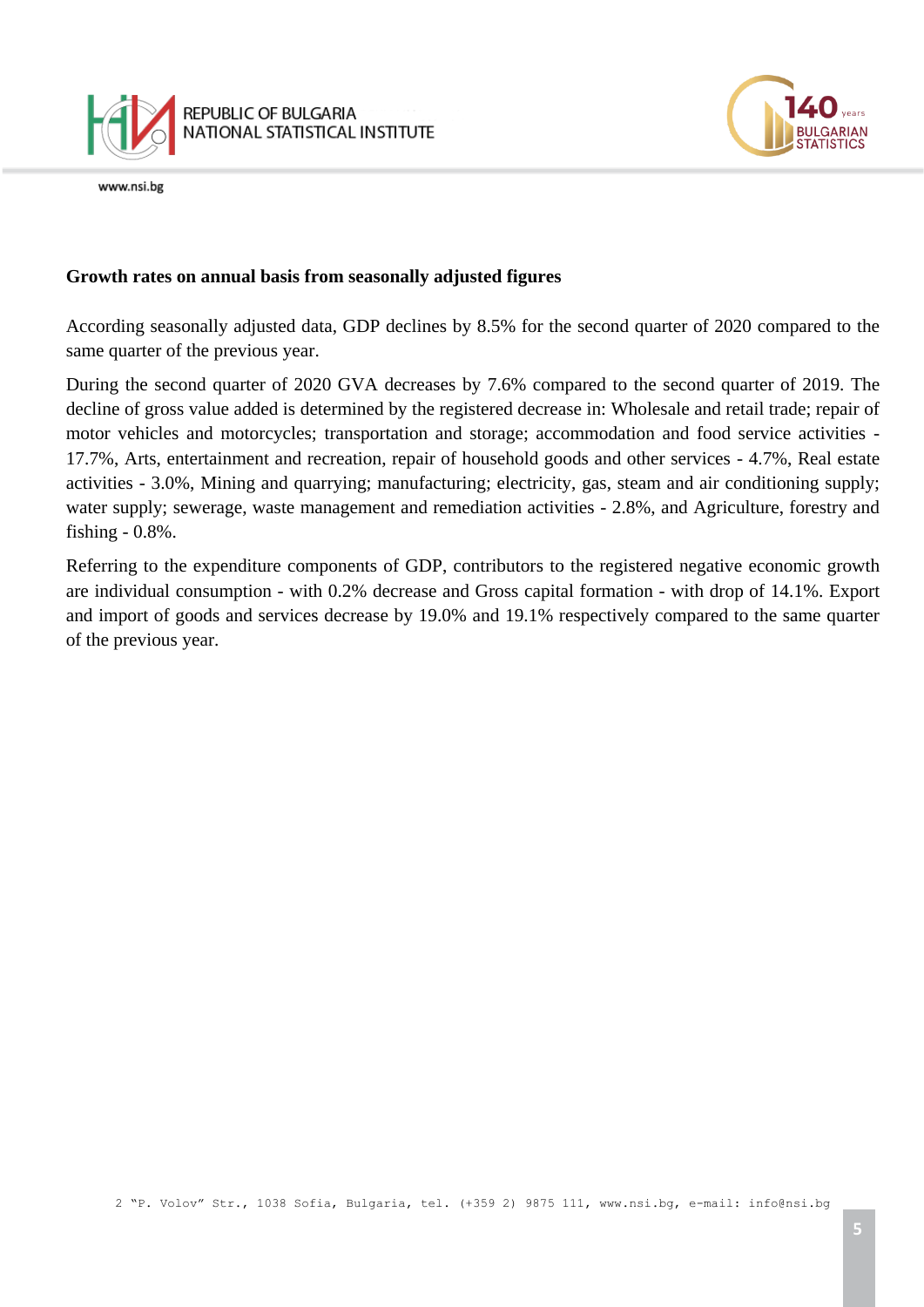**Growth rates on annual basis from seasonally adjusted figures**

According seasonally adjusted data, GDP declines by 8.5% for the second quarter of 2020 compared to the same quarter of the previous year.

During the second quarter of 2020 GVA decreases by 7.6% compared to the second quarter of 2019. The decline of gross value added is determined by the registered decrease in: Wholesale and retail trade; repair of motor vehicles and motorcycles; transportation and storage; accommodation and food service activities - 17.7%, Arts, entertainment and recreation, repair of household goods and other services - 4.7%, Real estate activities - 3.0%, Mining and quarrying; manufacturing; electricity, gas, steam and air conditioning supply; water supply; sewerage, waste management and remediation activities - 2.8%, and Agriculture, forestry and fishing - 0.8%.

Referring to the expenditure components of GDP, contributors to the registered negative economic growth are individual consumption - with 0.2% decrease and Gross capital formation - with drop of 14.1%. Export and import of goods and services decrease by 19.0% and 19.1% respectively compared to the same quarter of the previous year.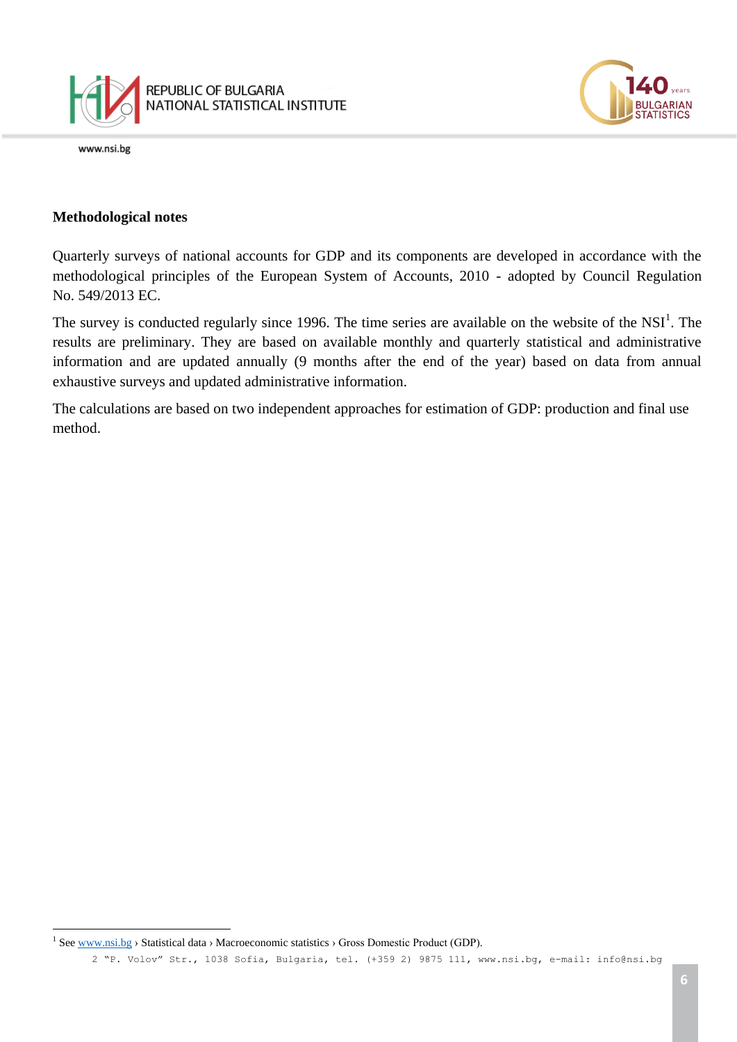## Methodological notes

Quarterly surveys of national accounts for GDP and its components are developed in accordance with the methodological principles of the European System of Accounts, 2010 - adopted by Council Regulation No. 549/2013 EC.

The survey is conducted regularly since 1996. The time series are available on the website of the NSI[1]. The results are preliminary. They are based on available monthly and quarterly statistical and administrative information and are updated annually (9 months after the end of the year) based on data from annual exhaustive surveys and updated administrative information.

The calculations are based on two independent approaches for estimation of GDP: production and final use method.

[1] See www.nsi.bg › Statistical data › Macroeconomic statistics › Gross Domestic Product (GDP).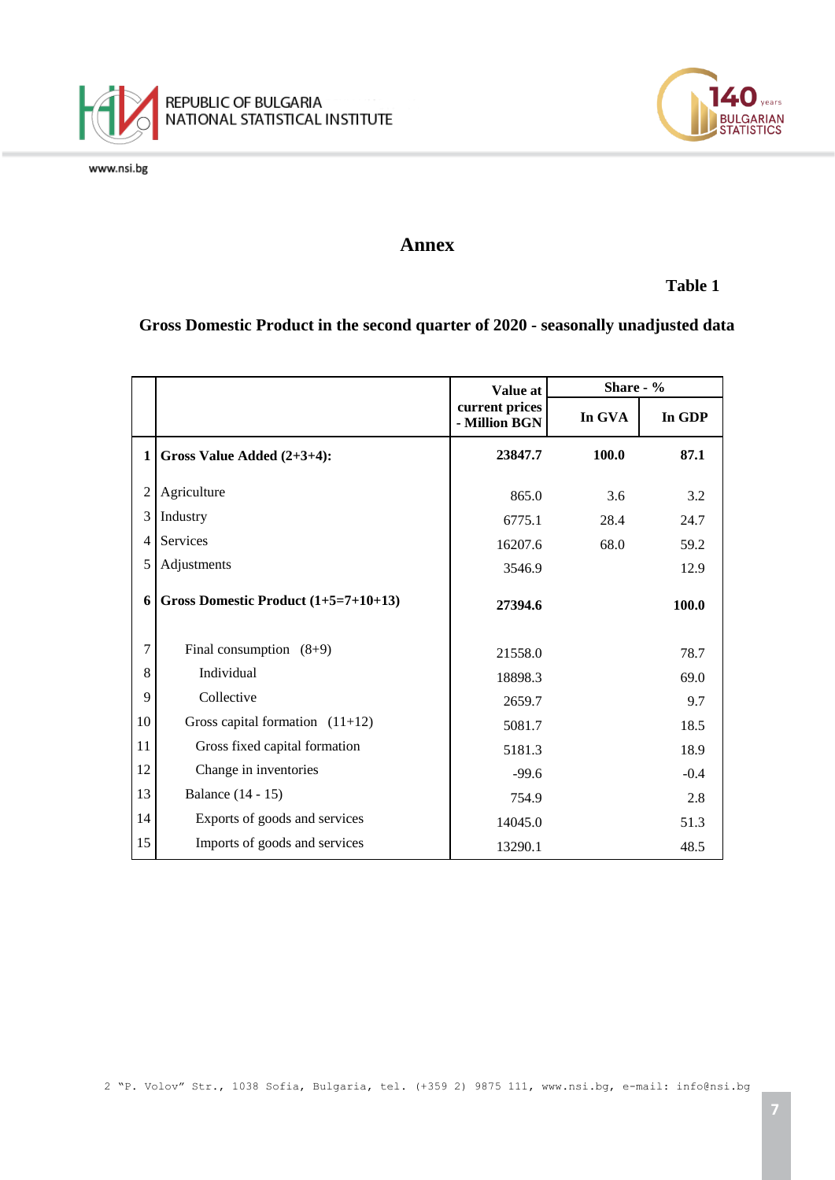# Annex

**Table 1**

**Gross Domestic Product in the second quarter of 2020 - seasonally unadjusted data**

| | | Value at current prices - Million BGN | Share - % | |
|---|---|---|---|---|
| | | | In GVA | In GDP |
| **1** | **Gross Value Added (2+3+4):** | **23847.7** | **100.0** | **87.1** |
| 2 | Agriculture | 865.0 | 3.6 | 3.2 |
| 3 | Industry | 6775.1 | 28.4 | 24.7 |
| 4 | Services | 16207.6 | 68.0 | 59.2 |
| 5 | Adjustments | 3546.9 | | 12.9 |
| **6** | **Gross Domestic Product (1+5=7+10+13)** | **27394.6** | | **100.0** |
| 7 | Final consumption (8+9) | 21558.0 | | 78.7 |
| 8 | Individual | 18898.3 | | 69.0 |
| 9 | Collective | 2659.7 | | 9.7 |
| 10 | Gross capital formation (11+12) | 5081.7 | | 18.5 |
| 11 | Gross fixed capital formation | 5181.3 | | 18.9 |
| 12 | Change in inventories | -99.6 | | -0.4 |
| 13 | Balance (14 - 15) | 754.9 | | 2.8 |
| 14 | Exports of goods and services | 14045.0 | | 51.3 |
| 15 | Imports of goods and services | 13290.1 | | 48.5 |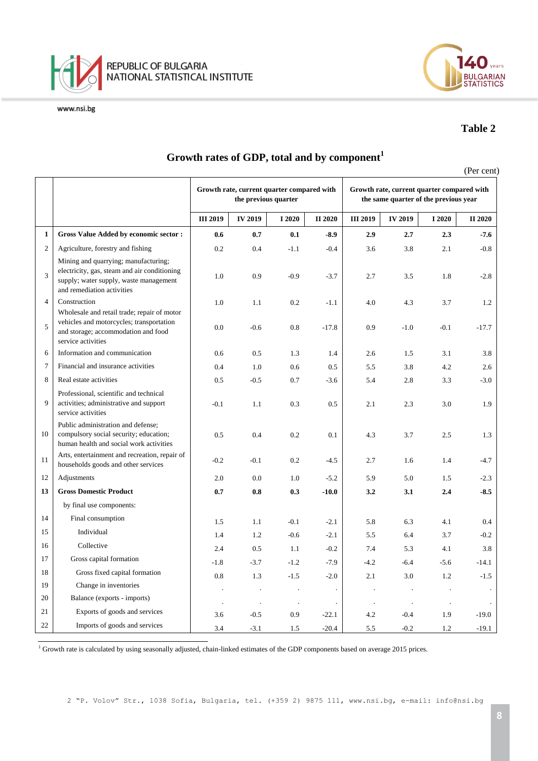**Table 2**

## Growth rates of GDP, total and by component[1]

(Per cent)

| | | Growth rate, current quarter compared with the previous quarter | | | | Growth rate, current quarter compared with the same quarter of the previous year | | | |
|---|---|---|---|---|---|---|---|---|---|
| | | III 2019 | IV 2019 | I 2020 | II 2020 | III 2019 | IV 2019 | I 2020 | II 2020 |
| 1 | **Gross Value Added by economic sector :** | **0.6** | **0.7** | **0.1** | **-8.9** | **2.9** | **2.7** | **2.3** | **-7.6** |
| 2 | Agriculture, forestry and fishing | 0.2 | 0.4 | -1.1 | -0.4 | 3.6 | 3.8 | 2.1 | -0.8 |
| 3 | Mining and quarrying; manufacturing; electricity, gas, steam and air conditioning supply; water supply, waste management and remediation activities | 1.0 | 0.9 | -0.9 | -3.7 | 2.7 | 3.5 | 1.8 | -2.8 |
| 4 | Construction | 1.0 | 1.1 | 0.2 | -1.1 | 4.0 | 4.3 | 3.7 | 1.2 |
| 5 | Wholesale and retail trade; repair of motor vehicles and motorcycles; transportation and storage; accommodation and food service activities | 0.0 | -0.6 | 0.8 | -17.8 | 0.9 | -1.0 | -0.1 | -17.7 |
| 6 | Information and communication | 0.6 | 0.5 | 1.3 | 1.4 | 2.6 | 1.5 | 3.1 | 3.8 |
| 7 | Financial and insurance activities | 0.4 | 1.0 | 0.6 | 0.5 | 5.5 | 3.8 | 4.2 | 2.6 |
| 8 | Real estate activities | 0.5 | -0.5 | 0.7 | -3.6 | 5.4 | 2.8 | 3.3 | -3.0 |
| 9 | Professional, scientific and technical activities; administrative and support service activities | -0.1 | 1.1 | 0.3 | 0.5 | 2.1 | 2.3 | 3.0 | 1.9 |
| 10 | Public administration and defense; compulsory social security; education; human health and social work activities | 0.5 | 0.4 | 0.2 | 0.1 | 4.3 | 3.7 | 2.5 | 1.3 |
| 11 | Arts, entertainment and recreation, repair of households goods and other services | -0.2 | -0.1 | 0.2 | -4.5 | 2.7 | 1.6 | 1.4 | -4.7 |
| 12 | Adjustments | 2.0 | 0.0 | 1.0 | -5.2 | 5.9 | 5.0 | 1.5 | -2.3 |
| 13 | **Gross Domestic Product** | **0.7** | **0.8** | **0.3** | **-10.0** | **3.2** | **3.1** | **2.4** | **-8.5** |
| | by final use components: | | | | | | | | |
| 14 | Final consumption | 1.5 | 1.1 | -0.1 | -2.1 | 5.8 | 6.3 | 4.1 | 0.4 |
| 15 | Individual | 1.4 | 1.2 | -0.6 | -2.1 | 5.5 | 6.4 | 3.7 | -0.2 |
| 16 | Collective | 2.4 | 0.5 | 1.1 | -0.2 | 7.4 | 5.3 | 4.1 | 3.8 |
| 17 | Gross capital formation | -1.8 | -3.7 | -1.2 | -7.9 | -4.2 | -6.4 | -5.6 | -14.1 |
| 18 | Gross fixed capital formation | 0.8 | 1.3 | -1.5 | -2.0 | 2.1 | 3.0 | 1.2 | -1.5 |
| 19 | Change in inventories | . | . | . | . | . | . | . | . |
| 20 | Balance (exports - imports) | . | . | . | . | . | . | . | . |
| 21 | Exports of goods and services | 3.6 | -0.5 | 0.9 | -22.1 | 4.2 | -0.4 | 1.9 | -19.0 |
| 22 | Imports of goods and services | 3.4 | -3.1 | 1.5 | -20.4 | 5.5 | -0.2 | 1.2 | -19.1 |

[1] Growth rate is calculated by using seasonally adjusted, chain-linked estimates of the GDP components based on average 2015 prices.